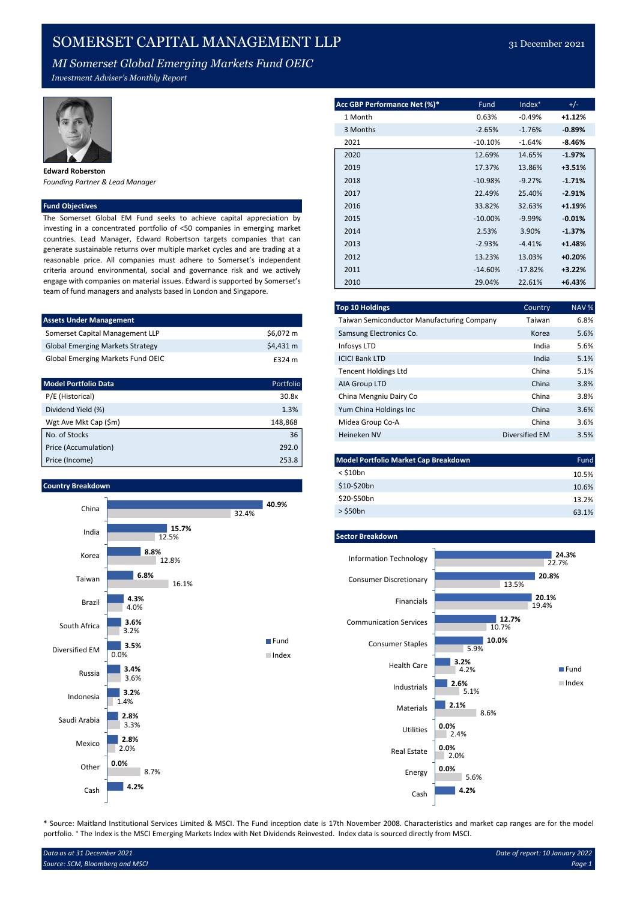# SOMERSET CAPITAL MANAGEMENT LLP

31 December 2021

## *MI Somerset Global Emerging Markets Fund OEIC*

*Investment Adviser's Monthly Report*

**Edward Roberston**
*Founding Partner & Lead Manager*

### Fund Objectives

The Somerset Global EM Fund seeks to achieve capital appreciation by investing in a concentrated portfolio of <50 companies in emerging market countries. Lead Manager, Edward Robertson targets companies that can generate sustainable returns over multiple market cycles and are trading at a reasonable price. All companies must adhere to Somerset's independent criteria around environmental, social and governance risk and we actively engage with companies on material issues. Edward is supported by Somerset's team of fund managers and analysts based in London and Singapore.

| Assets Under Management | |
|---|---|
| Somerset Capital Management LLP | $6,072 m |
| Global Emerging Markets Strategy | $4,431 m |
| Global Emerging Markets Fund OEIC | £324 m |

| Model Portfolio Data | Portfolio |
|---|---|
| P/E (Historical) | 30.8x |
| Dividend Yield (%) | 1.3% |
| Wgt Ave Mkt Cap ($m) | 148,868 |
| No. of Stocks | 36 |
| Price (Accumulation) | 292.0 |
| Price (Income) | 253.8 |

| Acc GBP Performance Net (%)* | Fund | Index⁺ | +/- |
|---|---|---|---|
| 1 Month | 0.63% | -0.49% | **+1.12%** |
| 3 Months | -2.65% | -1.76% | **-0.89%** |
| 2021 | -10.10% | -1.64% | **-8.46%** |
| 2020 | 12.69% | 14.65% | **-1.97%** |
| 2019 | 17.37% | 13.86% | **+3.51%** |
| 2018 | -10.98% | -9.27% | **-1.71%** |
| 2017 | 22.49% | 25.40% | **-2.91%** |
| 2016 | 33.82% | 32.63% | **+1.19%** |
| 2015 | -10.00% | -9.99% | **-0.01%** |
| 2014 | 2.53% | 3.90% | **-1.37%** |
| 2013 | -2.93% | -4.41% | **+1.48%** |
| 2012 | 13.23% | 13.03% | **+0.20%** |
| 2011 | -14.60% | -17.82% | **+3.22%** |
| 2010 | 29.04% | 22.61% | **+6.43%** |

| Top 10 Holdings | Country | NAV % |
|---|---|---|
| Taiwan Semiconductor Manufacturing Company | Taiwan | 6.8% |
| Samsung Electronics Co. | Korea | 5.6% |
| Infosys LTD | India | 5.6% |
| ICICI Bank LTD | India | 5.1% |
| Tencent Holdings Ltd | China | 5.1% |
| AIA Group LTD | China | 3.8% |
| China Mengniu Dairy Co | China | 3.8% |
| Yum China Holdings Inc | China | 3.6% |
| Midea Group Co-A | China | 3.6% |
| Heineken NV | Diversified EM | 3.5% |

| Model Portfolio Market Cap Breakdown | Fund |
|---|---|
| < $10bn | 10.5% |
| $10-$20bn | 10.6% |
| $20-$50bn | 13.2% |
| > $50bn | 63.1% |

### Country Breakdown

| Country | Fund | Index |
|---|---|---|
| China | 40.9% | 32.4% |
| India | 15.7% | 12.5% |
| Korea | 8.8% | 12.8% |
| Taiwan | 6.8% | 16.1% |
| Brazil | 4.3% | 4.0% |
| South Africa | 3.6% | 3.2% |
| Diversified EM | 3.5% | 0.0% |
| Russia | 3.4% | 3.6% |
| Indonesia | 3.2% | 1.4% |
| Saudi Arabia | 2.8% | 3.3% |
| Mexico | 2.8% | 2.0% |
| Other | 0.0% | 8.7% |
| Cash | 4.2% | |

### Sector Breakdown

| Sector | Fund | Index |
|---|---|---|
| Information Technology | 24.3% | 22.7% |
| Consumer Discretionary | 20.8% | 13.5% |
| Financials | 20.1% | 19.4% |
| Communication Services | 12.7% | 10.7% |
| Consumer Staples | 10.0% | 5.9% |
| Health Care | 3.2% | 4.2% |
| Industrials | 2.6% | 5.1% |
| Materials | 2.1% | 8.6% |
| Utilities | 0.0% | 2.4% |
| Real Estate | 0.0% | 2.0% |
| Energy | 0.0% | 5.6% |
| Cash | 4.2% | |

\* Source: Maitland Institutional Services Limited & MSCI. The Fund inception date is 17th November 2008. Characteristics and market cap ranges are for the model portfolio. ⁺ The Index is the MSCI Emerging Markets Index with Net Dividends Reinvested. Index data is sourced directly from MSCI.

*Data as at 31 December 2021*
*Source: SCM, Bloomberg and MSCI*
*Date of report: 10 January 2022*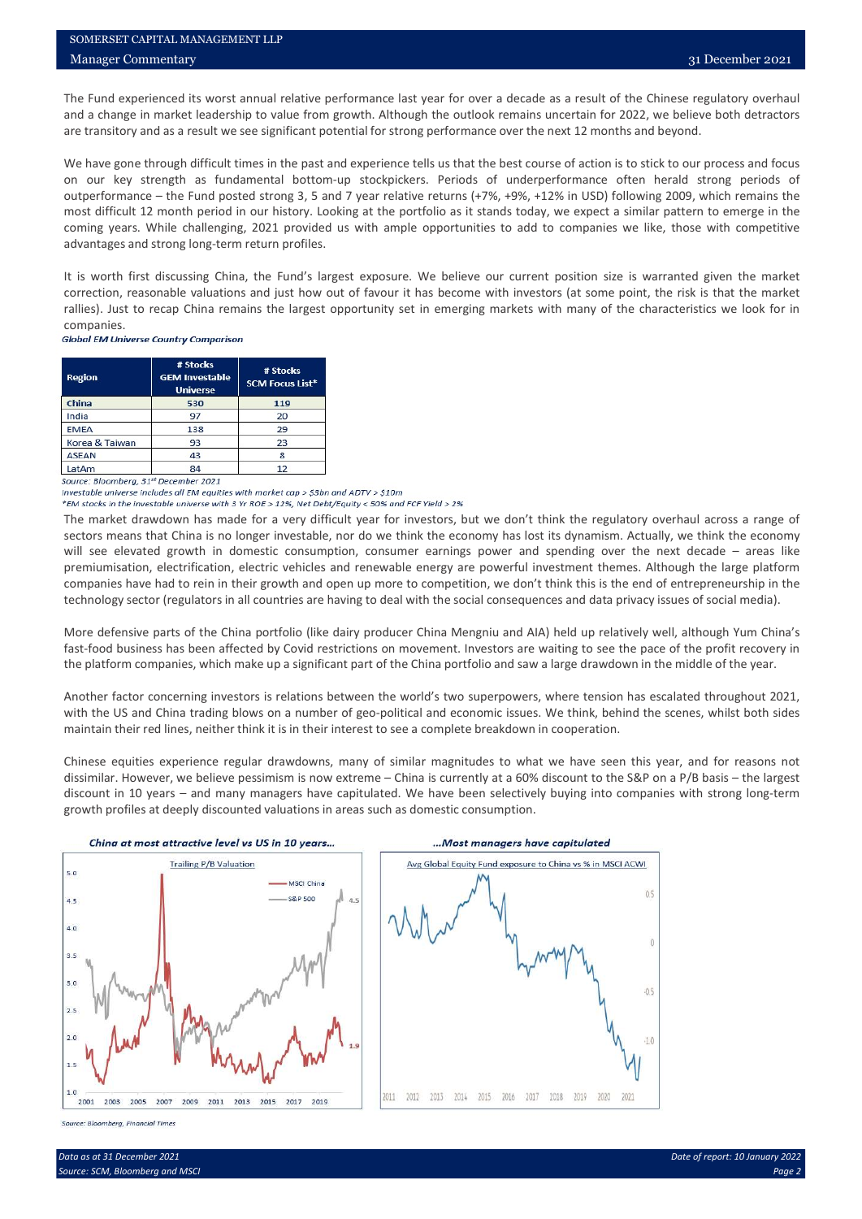The Fund experienced its worst annual relative performance last year for over a decade as a result of the Chinese regulatory overhaul and a change in market leadership to value from growth. Although the outlook remains uncertain for 2022, we believe both detractors are transitory and as a result we see significant potential for strong performance over the next 12 months and beyond.

We have gone through difficult times in the past and experience tells us that the best course of action is to stick to our process and focus on our key strength as fundamental bottom-up stockpickers. Periods of underperformance often herald strong periods of outperformance – the Fund posted strong 3, 5 and 7 year relative returns (+7%, +9%, +12% in USD) following 2009, which remains the most difficult 12 month period in our history. Looking at the portfolio as it stands today, we expect a similar pattern to emerge in the coming years. While challenging, 2021 provided us with ample opportunities to add to companies we like, those with competitive advantages and strong long-term return profiles.

It is worth first discussing China, the Fund's largest exposure. We believe our current position size is warranted given the market correction, reasonable valuations and just how out of favour it has become with investors (at some point, the risk is that the market rallies). Just to recap China remains the largest opportunity set in emerging markets with many of the characteristics we look for in companies.

***Global EM Universe Country Comparison***

| Region | # Stocks GEM Investable Universe | # Stocks SCM Focus List* |
|---|---|---|
| China | 530 | 119 |
| India | 97 | 20 |
| EMEA | 138 | 29 |
| Korea & Taiwan | 93 | 23 |
| ASEAN | 43 | 8 |
| LatAm | 84 | 12 |

*Source: Bloomberg, 31st December 2021*
*Investable universe includes all EM equities with market cap > $3bn and ADTV > $10m*
*EM stocks in the investable universe with 3 Yr ROE > 12%, Net Debt/Equity < 50% and FCF Yield > 2%

The market drawdown has made for a very difficult year for investors, but we don't think the regulatory overhaul across a range of sectors means that China is no longer investable, nor do we think the economy has lost its dynamism. Actually, we think the economy will see elevated growth in domestic consumption, consumer earnings power and spending over the next decade – areas like premiumisation, electrification, electric vehicles and renewable energy are powerful investment themes. Although the large platform companies have had to rein in their growth and open up more to competition, we don't think this is the end of entrepreneurship in the technology sector (regulators in all countries are having to deal with the social consequences and data privacy issues of social media).

More defensive parts of the China portfolio (like dairy producer China Mengniu and AIA) held up relatively well, although Yum China's fast-food business has been affected by Covid restrictions on movement. Investors are waiting to see the pace of the profit recovery in the platform companies, which make up a significant part of the China portfolio and saw a large drawdown in the middle of the year.

Another factor concerning investors is relations between the world's two superpowers, where tension has escalated throughout 2021, with the US and China trading blows on a number of geo-political and economic issues. We think, behind the scenes, whilst both sides maintain their red lines, neither think it is in their interest to see a complete breakdown in cooperation.

Chinese equities experience regular drawdowns, many of similar magnitudes to what we have seen this year, and for reasons not dissimilar. However, we believe pessimism is now extreme – China is currently at a 60% discount to the S&P on a P/B basis – the largest discount in 10 years – and many managers have capitulated. We have been selectively buying into companies with strong long-term growth profiles at deeply discounted valuations in areas such as domestic consumption.

***China at most attractive level vs US in 10 years…***

***…Most managers have capitulated***

*Source: Bloomberg, Financial Times*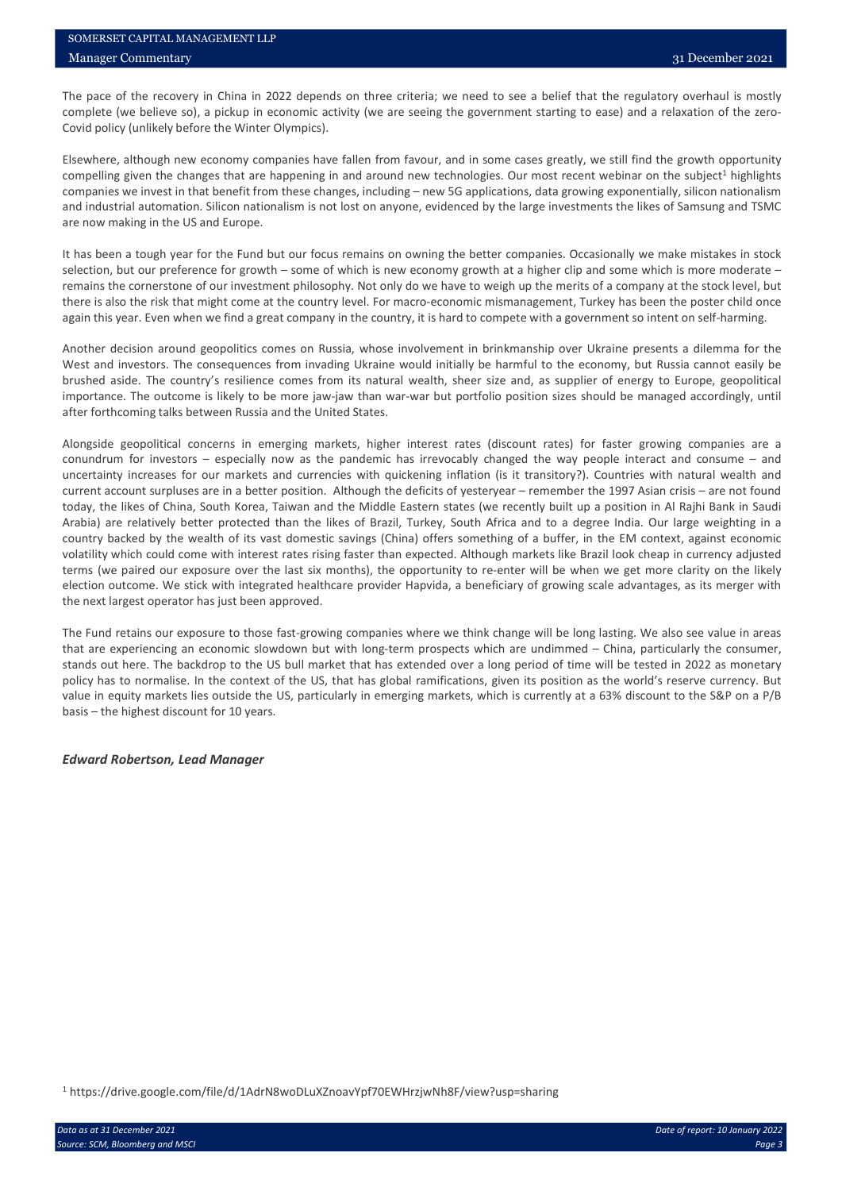The pace of the recovery in China in 2022 depends on three criteria; we need to see a belief that the regulatory overhaul is mostly complete (we believe so), a pickup in economic activity (we are seeing the government starting to ease) and a relaxation of the zero-Covid policy (unlikely before the Winter Olympics).

Elsewhere, although new economy companies have fallen from favour, and in some cases greatly, we still find the growth opportunity compelling given the changes that are happening in and around new technologies. Our most recent webinar on the subject[1] highlights companies we invest in that benefit from these changes, including – new 5G applications, data growing exponentially, silicon nationalism and industrial automation. Silicon nationalism is not lost on anyone, evidenced by the large investments the likes of Samsung and TSMC are now making in the US and Europe.

It has been a tough year for the Fund but our focus remains on owning the better companies. Occasionally we make mistakes in stock selection, but our preference for growth – some of which is new economy growth at a higher clip and some which is more moderate – remains the cornerstone of our investment philosophy. Not only do we have to weigh up the merits of a company at the stock level, but there is also the risk that might come at the country level. For macro-economic mismanagement, Turkey has been the poster child once again this year. Even when we find a great company in the country, it is hard to compete with a government so intent on self-harming.

Another decision around geopolitics comes on Russia, whose involvement in brinkmanship over Ukraine presents a dilemma for the West and investors. The consequences from invading Ukraine would initially be harmful to the economy, but Russia cannot easily be brushed aside. The country's resilience comes from its natural wealth, sheer size and, as supplier of energy to Europe, geopolitical importance. The outcome is likely to be more jaw-jaw than war-war but portfolio position sizes should be managed accordingly, until after forthcoming talks between Russia and the United States.

Alongside geopolitical concerns in emerging markets, higher interest rates (discount rates) for faster growing companies are a conundrum for investors – especially now as the pandemic has irrevocably changed the way people interact and consume – and uncertainty increases for our markets and currencies with quickening inflation (is it transitory?). Countries with natural wealth and current account surpluses are in a better position. Although the deficits of yesteryear – remember the 1997 Asian crisis – are not found today, the likes of China, South Korea, Taiwan and the Middle Eastern states (we recently built up a position in Al Rajhi Bank in Saudi Arabia) are relatively better protected than the likes of Brazil, Turkey, South Africa and to a degree India. Our large weighting in a country backed by the wealth of its vast domestic savings (China) offers something of a buffer, in the EM context, against economic volatility which could come with interest rates rising faster than expected. Although markets like Brazil look cheap in currency adjusted terms (we paired our exposure over the last six months), the opportunity to re-enter will be when we get more clarity on the likely election outcome. We stick with integrated healthcare provider Hapvida, a beneficiary of growing scale advantages, as its merger with the next largest operator has just been approved.

The Fund retains our exposure to those fast-growing companies where we think change will be long lasting. We also see value in areas that are experiencing an economic slowdown but with long-term prospects which are undimmed – China, particularly the consumer, stands out here. The backdrop to the US bull market that has extended over a long period of time will be tested in 2022 as monetary policy has to normalise. In the context of the US, that has global ramifications, given its position as the world's reserve currency. But value in equity markets lies outside the US, particularly in emerging markets, which is currently at a 63% discount to the S&P on a P/B basis – the highest discount for 10 years.

***Edward Robertson, Lead Manager***

[1] https://drive.google.com/file/d/1AdrN8woDLuXZnoavYpf70EWHrzjwNh8F/view?usp=sharing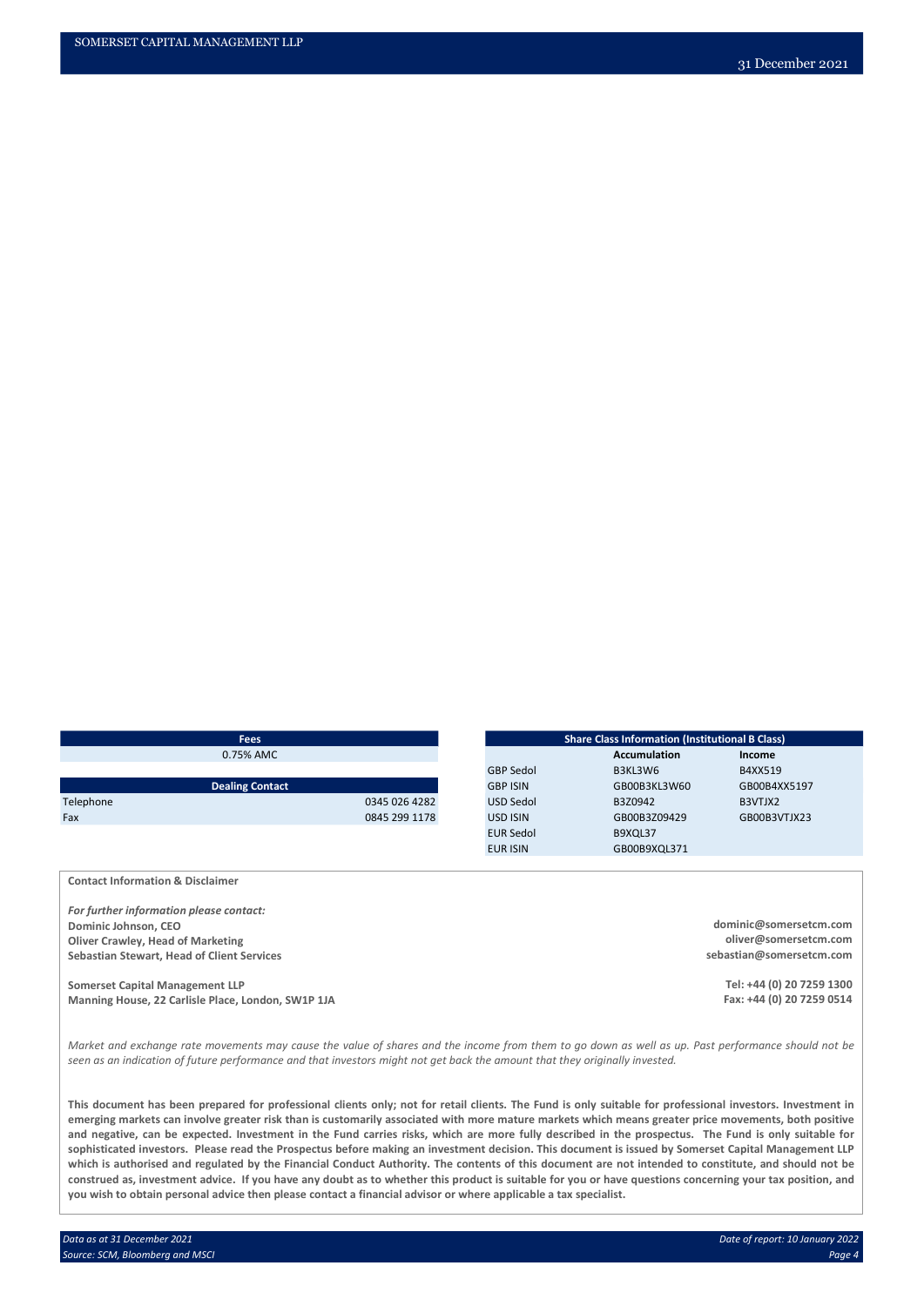| Fees | |
|---|---|
| 0.75% AMC | |

| Dealing Contact | |
|---|---|
| Telephone | 0345 026 4282 |
| Fax | 0845 299 1178 |

| Share Class Information (Institutional B Class) | | |
|---|---|---|
| | **Accumulation** | **Income** |
| GBP Sedol | B3KL3W6 | B4XX519 |
| GBP ISIN | GB00B3KL3W60 | GB00B4XX5197 |
| USD Sedol | B3Z0942 | B3VTJX2 |
| USD ISIN | GB00B3Z09429 | GB00B3VTJX23 |
| EUR Sedol | B9XQL37 | |
| EUR ISIN | GB00B9XQL371 | |

**Contact Information & Disclaimer**

***For further information please contact:***

**Dominic Johnson, CEO** — **dominic@somersetcm.com**
**Oliver Crawley, Head of Marketing** — **oliver@somersetcm.com**
**Sebastian Stewart, Head of Client Services** — **sebastian@somersetcm.com**

**Somerset Capital Management LLP**
**Manning House, 22 Carlisle Place, London, SW1P 1JA**

**Tel: +44 (0) 20 7259 1300**
**Fax: +44 (0) 20 7259 0514**

*Market and exchange rate movements may cause the value of shares and the income from them to go down as well as up. Past performance should not be seen as an indication of future performance and that investors might not get back the amount that they originally invested.*

**This document has been prepared for professional clients only; not for retail clients. The Fund is only suitable for professional investors. Investment in emerging markets can involve greater risk than is customarily associated with more mature markets which means greater price movements, both positive and negative, can be expected. Investment in the Fund carries risks, which are more fully described in the prospectus. The Fund is only suitable for sophisticated investors. Please read the Prospectus before making an investment decision. This document is issued by Somerset Capital Management LLP which is authorised and regulated by the Financial Conduct Authority. The contents of this document are not intended to constitute, and should not be construed as, investment advice. If you have any doubt as to whether this product is suitable for you or have questions concerning your tax position, and you wish to obtain personal advice then please contact a financial advisor or where applicable a tax specialist.**

*Data as at 31 December 2021*
*Source: SCM, Bloomberg and MSCI*
*Date of report: 10 January 2022*